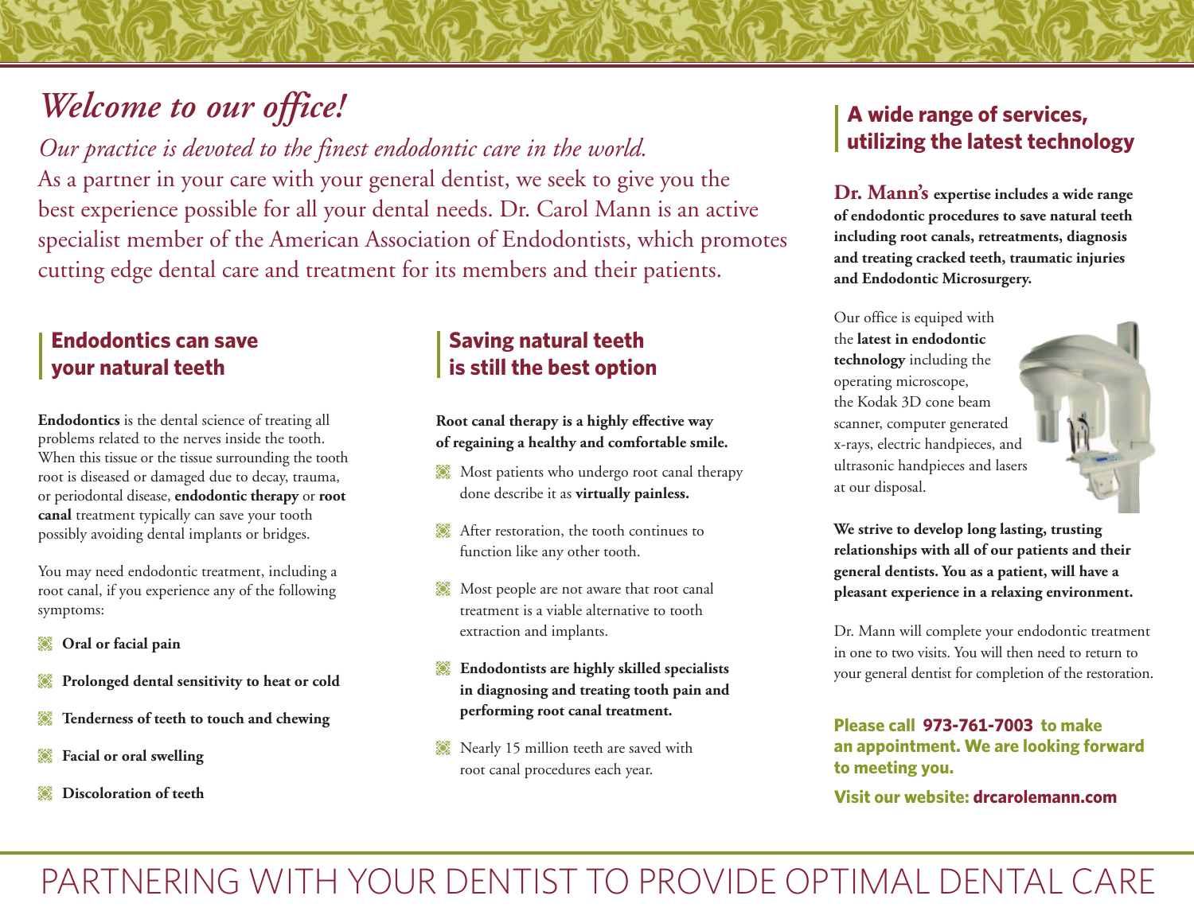# *Welcome to our office!*

*Our practice is devoted to the finest endodontic care in the world.*

As a partner in your care with your general dentist, we seek to give you the best experience possible for all your dental needs. Dr. Carol Mann is an active specialist member of the American Association of Endodontists, which promotes cutting edge dental care and treatment for its members and their patients.

## Endodontics can save your natural teeth

**Endodontics** is the dental science of treating all problems related to the nerves inside the tooth. When this tissue or the tissue surrounding the tooth root is diseased or damaged due to decay, trauma, or periodontal disease, **endodontic therapy** or **root canal** treatment typically can save your tooth possibly avoiding dental implants or bridges.

You may need endodontic treatment, including a root canal, if you experience any of the following symptoms:

- **Oral or facial pain**
- **Prolonged dental sensitivity to heat or cold**
- **Tenderness of teeth to touch and chewing**
- **Facial or oral swelling**
- **Discoloration of teeth**

## Saving natural teeth is still the best option

**Root canal therapy is a highly effective way of regaining a healthy and comfortable smile.**

- Most patients who undergo root canal therapy done describe it as **virtually painless.**
- After restoration, the tooth continues to function like any other tooth.
- Most people are not aware that root canal treatment is a viable alternative to tooth extraction and implants.
- **Endodontists are highly skilled specialists in diagnosing and treating tooth pain and performing root canal treatment.**
- Nearly 15 million teeth are saved with root canal procedures each year.

## A wide range of services, utilizing the latest technology

**Dr. Mann's expertise includes a wide range of endodontic procedures to save natural teeth including root canals, retreatments, diagnosis and treating cracked teeth, traumatic injuries and Endodontic Microsurgery.**

Our office is equiped with the **latest in endodontic technology** including the operating microscope, the Kodak 3D cone beam scanner, computer generated x-rays, electric handpieces, and ultrasonic handpieces and lasers at our disposal.

**We strive to develop long lasting, trusting relationships with all of our patients and their general dentists. You as a patient, will have a pleasant experience in a relaxing environment.**

Dr. Mann will complete your endodontic treatment in one to two visits. You will then need to return to your general dentist for completion of the restoration.

**Please call 973-761-7003 to make an appointment. We are looking forward to meeting you.**

**Visit our website: drcarolemann.com**

PARTNERING WITH YOUR DENTIST TO PROVIDE OPTIMAL DENTAL CARE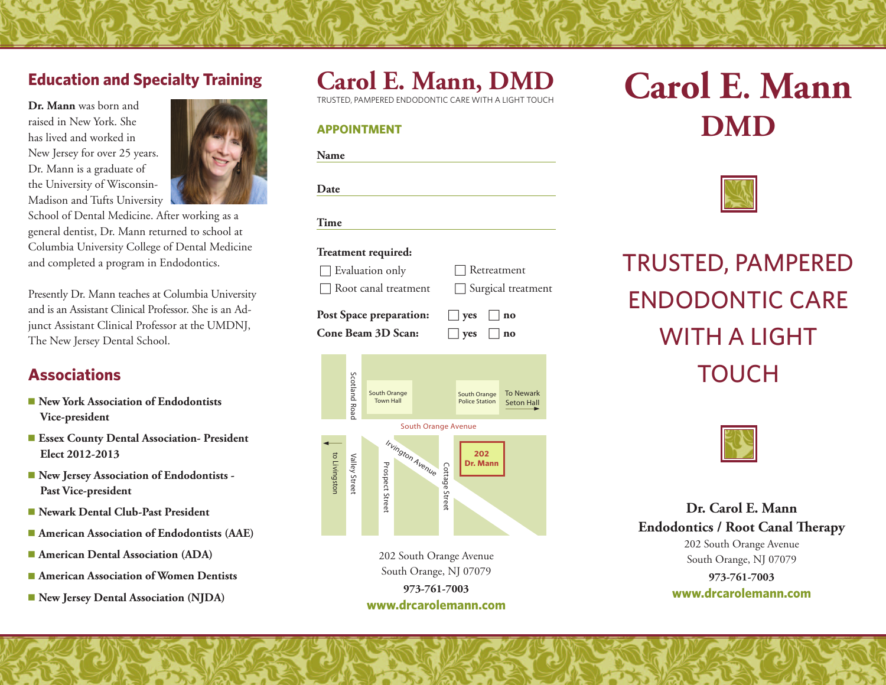## Education and Specialty Training

**Dr. Mann** was born and raised in New York. She has lived and worked in New Jersey for over 25 years. Dr. Mann is a graduate of the University of Wisconsin-Madison and Tufts University School of Dental Medicine. After working as a general dentist, Dr. Mann returned to school at Columbia University College of Dental Medicine and completed a program in Endodontics.

Presently Dr. Mann teaches at Columbia University and is an Assistant Clinical Professor. She is an Adjunct Assistant Clinical Professor at the UMDNJ, The New Jersey Dental School.

## Associations

- **New York Association of Endodontists Vice-president**
- **Essex County Dental Association- President Elect 2012-2013**
- **New Jersey Association of Endodontists - Past Vice-president**
- **Newark Dental Club-Past President**
- **American Association of Endodontists (AAE)**
- **American Dental Association (ADA)**
- **American Association of Women Dentists**
- **New Jersey Dental Association (NJDA)**

# Carol E. Mann, DMD

TRUSTED, PAMPERED ENDODONTIC CARE WITH A LIGHT TOUCH

## APPOINTMENT

**Name** ______________________

**Date** ______________________

**Time** ______________________

**Treatment required:**

☐ Evaluation only ☐ Retreatment

☐ Root canal treatment ☐ Surgical treatment

**Post Space preparation:** ☐ **yes** ☐ **no**

**Cone Beam 3D Scan:** ☐ **yes** ☐ **no**

Scotland Road
South Orange Town Hall
South Orange Police Station
To Newark Seton Hall
South Orange Avenue
to Livingston
Valley Street
Prospect Street
Irvington Avenue
Cottage Street
202 Dr. Mann

202 South Orange Avenue
South Orange, NJ 07079
**973-761-7003**
**www.drcarolemann.com**

# Carol E. Mann DMD

## TRUSTED, PAMPERED ENDODONTIC CARE WITH A LIGHT TOUCH

**Dr. Carol E. Mann**
**Endodontics / Root Canal Therapy**
202 South Orange Avenue
South Orange, NJ 07079
**973-761-7003**
**www.drcarolemann.com**